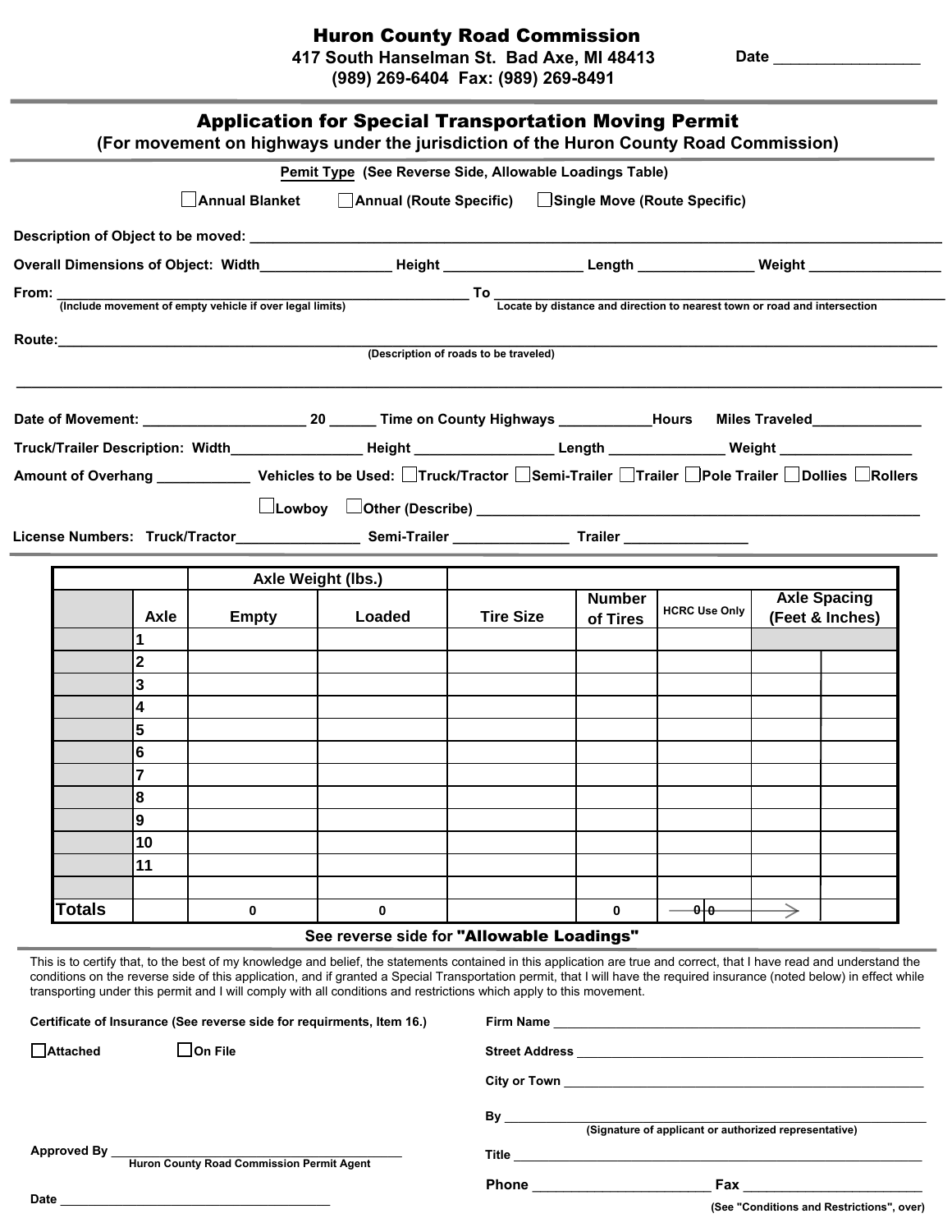# Huron County Road Commission

417 South Hanselman St. Bad Axe, MI 48413

(989) 269-6404 Fax: (989) 269-8491

Date _______________

## Application for Special Transportation Moving Permit

**(For movement on highways under the jurisdiction of the Huron County Road Commission)**

**Permit Type** (See Reverse Side, Allowable Loadings Table)

☐ Annual Blanket ☐ Annual (Route Specific) ☐ Single Move (Route Specific)

Description of Object to be moved: _______________________________________________

Overall Dimensions of Object: Width_______________ Height _______________ Length _____________ Weight _______________

From: _______________________________________________ To _______________________________________________

(Include movement of empty vehicle if over legal limits) Locate by distance and direction to nearest town or road and intersection

Route: _______________________________________________

(Description of roads to be traveled)

_______________________________________________

Date of Movement: __________________ 20 _____ Time on County Highways __________Hours Miles Traveled____________

Truck/Trailer Description: Width_______________ Height _______________ Length _____________ Weight _______________

Amount of Overhang __________ Vehicles to be Used: ☐ Truck/Tractor ☐ Semi-Trailer ☐ Trailer ☐ Pole Trailer ☐ Dollies ☐ Rollers

☐ Lowboy ☐ Other (Describe) _______________________________________________

License Numbers: Truck/Tractor_______________ Semi-Trailer _____________ Trailer ______________

| | | Axle Weight (lbs.) | | | | | | |
|---|---|---|---|---|---|---|---|---|
| | Axle | Empty | Loaded | Tire Size | Number of Tires | HCRC Use Only | Axle Spacing (Feet & Inches) | |
| | 1 | | | | | | | |
| | 2 | | | | | | | |
| | 3 | | | | | | | |
| | 4 | | | | | | | |
| | 5 | | | | | | | |
| | 6 | | | | | | | |
| | 7 | | | | | | | |
| | 8 | | | | | | | |
| | 9 | | | | | | | |
| | 10 | | | | | | | |
| | 11 | | | | | | | |
| | | | | | | | | |
| Totals | | 0 | 0 | | 0 | 0 0 | | |

See reverse side for **"Allowable Loadings"**

This is to certify that, to the best of my knowledge and belief, the statements contained in this application are true and correct, that I have read and understand the conditions on the reverse side of this application, and if granted a Special Transportation permit, that I will have the required insurance (noted below) in effect while transporting under this permit and I will comply with all conditions and restrictions which apply to this movement.

**Certificate of Insurance (See reverse side for requirments, Item 16.)**

☐ Attached ☐ On File

Firm Name _______________________________________________

Street Address _______________________________________________

City or Town _______________________________________________

By _______________________________________________

(Signature of applicant or authorized representative)

Approved By _______________________________________________

Huron County Road Commission Permit Agent

Title _______________________________________________

Phone ____________________ Fax ____________________

Date _______________________________________________

(See "Conditions and Restrictions", over)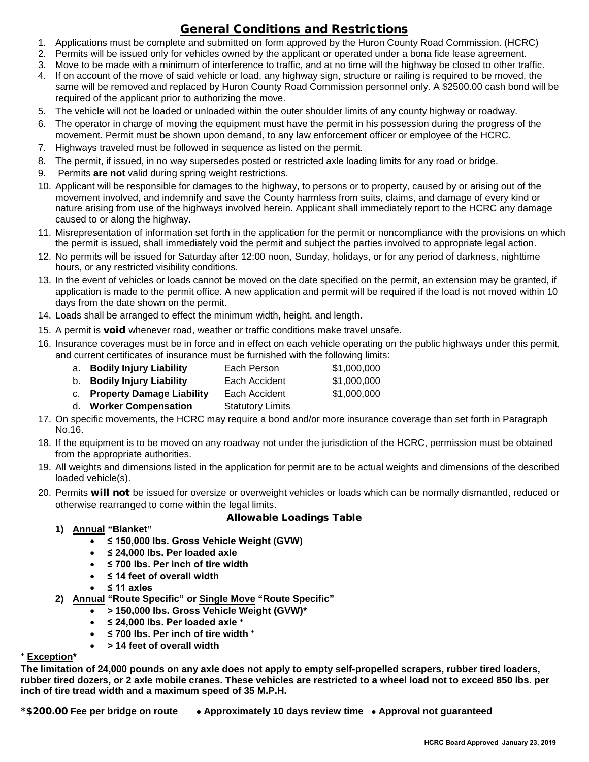## General Conditions and Restrictions

1. Applications must be complete and submitted on form approved by the Huron County Road Commission. (HCRC)
2. Permits will be issued only for vehicles owned by the applicant or operated under a bona fide lease agreement.
3. Move to be made with a minimum of interference to traffic, and at no time will the highway be closed to other traffic.
4. If on account of the move of said vehicle or load, any highway sign, structure or railing is required to be moved, the same will be removed and replaced by Huron County Road Commission personnel only. A $2500.00 cash bond will be required of the applicant prior to authorizing the move.
5. The vehicle will not be loaded or unloaded within the outer shoulder limits of any county highway or roadway.
6. The operator in charge of moving the equipment must have the permit in his possession during the progress of the movement. Permit must be shown upon demand, to any law enforcement officer or employee of the HCRC.
7. Highways traveled must be followed in sequence as listed on the permit.
8. The permit, if issued, in no way supersedes posted or restricted axle loading limits for any road or bridge.
9. Permits **are not** valid during spring weight restrictions.
10. Applicant will be responsible for damages to the highway, to persons or to property, caused by or arising out of the movement involved, and indemnify and save the County harmless from suits, claims, and damage of every kind or nature arising from use of the highways involved herein. Applicant shall immediately report to the HCRC any damage caused to or along the highway.
11. Misrepresentation of information set forth in the application for the permit or noncompliance with the provisions on which the permit is issued, shall immediately void the permit and subject the parties involved to appropriate legal action.
12. No permits will be issued for Saturday after 12:00 noon, Sunday, holidays, or for any period of darkness, nighttime hours, or any restricted visibility conditions.
13. In the event of vehicles or loads cannot be moved on the date specified on the permit, an extension may be granted, if application is made to the permit office. A new application and permit will be required if the load is not moved within 10 days from the date shown on the permit.
14. Loads shall be arranged to effect the minimum width, height, and length.
15. A permit is **void** whenever road, weather or traffic conditions make travel unsafe.
16. Insurance coverages must be in force and in effect on each vehicle operating on the public highways under this permit, and current certificates of insurance must be furnished with the following limits:
    a. **Bodily Injury Liability** Each Person $1,000,000
    b. **Bodily Injury Liability** Each Accident $1,000,000
    c. **Property Damage Liability** Each Accident $1,000,000
    d. **Worker Compensation** Statutory Limits
17. On specific movements, the HCRC may require a bond and/or more insurance coverage than set forth in Paragraph No.16.
18. If the equipment is to be moved on any roadway not under the jurisdiction of the HCRC, permission must be obtained from the appropriate authorities.
19. All weights and dimensions listed in the application for permit are to be actual weights and dimensions of the described loaded vehicle(s).
20. Permits **will not** be issued for oversize or overweight vehicles or loads which can be normally dismantled, reduced or otherwise rearranged to come within the legal limits.

### Allowable Loadings Table

**1) Annual "Blanket"**

- **≤ 150,000 lbs. Gross Vehicle Weight (GVW)**
- **≤ 24,000 lbs. Per loaded axle**
- **≤ 700 lbs. Per inch of tire width**
- **≤ 14 feet of overall width**
- **≤ 11 axles**

**2) Annual "Route Specific" or Single Move "Route Specific"**

- **> 150,000 lbs. Gross Vehicle Weight (GVW)***
- **≤ 24,000 lbs. Per loaded axle +**
- **≤ 700 lbs. Per inch of tire width +**
- **> 14 feet of overall width**

**+ Exception***

**The limitation of 24,000 pounds on any axle does not apply to empty self-propelled scrapers, rubber tired loaders, rubber tired dozers, or 2 axle mobile cranes. These vehicles are restricted to a wheel load not to exceed 850 lbs. per inch of tire tread width and a maximum speed of 35 M.P.H.**

**\*$200.00 Fee per bridge on route • Approximately 10 days review time • Approval not guaranteed**

**HCRC Board Approved January 23, 2019**